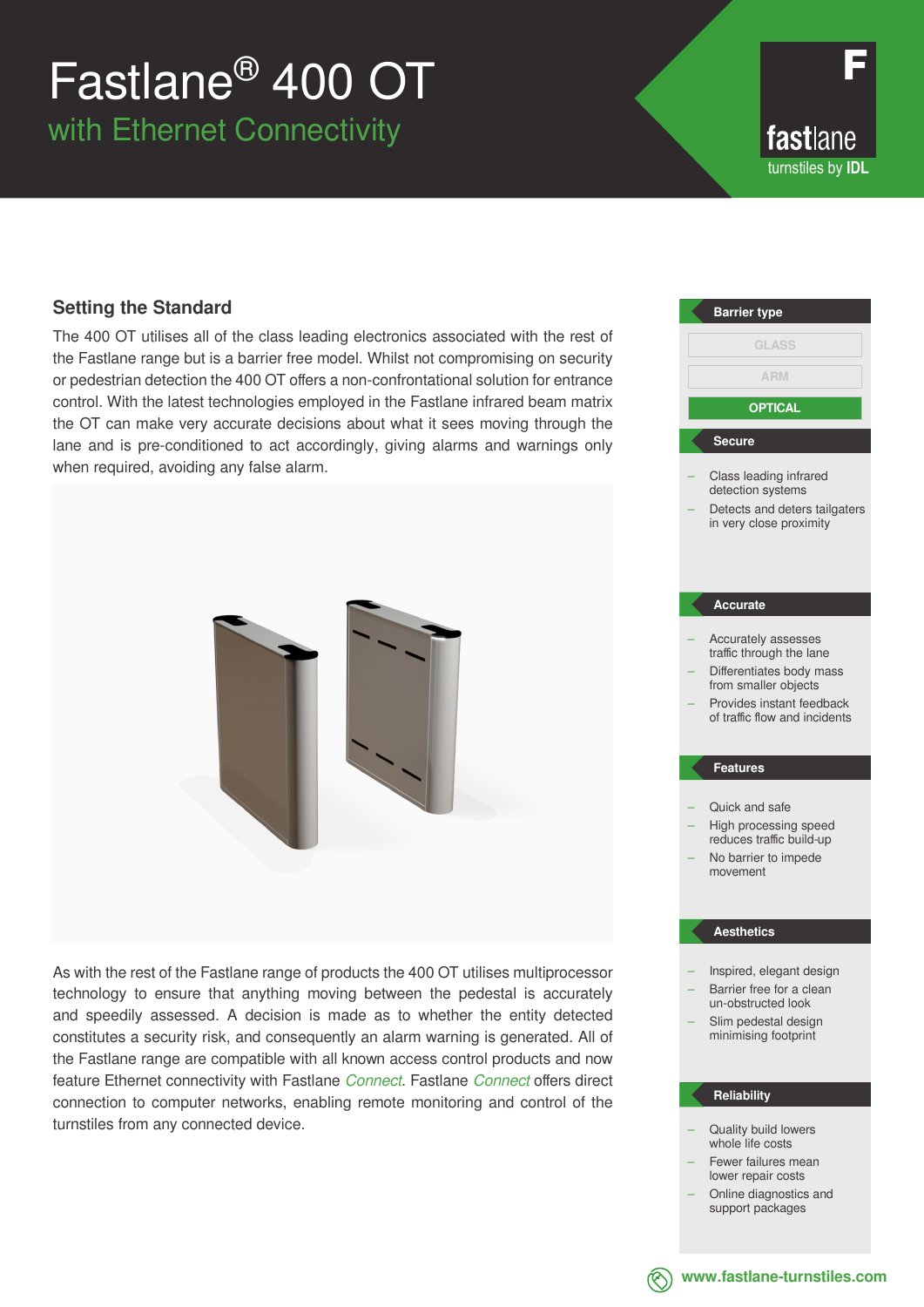# Fastlane® 400 OT

## with Ethernet Connectivity

fastlane
turnstiles by IDL

### Setting the Standard

The 400 OT utilises all of the class leading electronics associated with the rest of the Fastlane range but is a barrier free model. Whilst not compromising on security or pedestrian detection the 400 OT offers a non-confrontational solution for entrance control. With the latest technologies employed in the Fastlane infrared beam matrix the OT can make very accurate decisions about what it sees moving through the lane and is pre-conditioned to act accordingly, giving alarms and warnings only when required, avoiding any false alarm.

As with the rest of the Fastlane range of products the 400 OT utilises multiprocessor technology to ensure that anything moving between the pedestal is accurately and speedily assessed. A decision is made as to whether the entity detected constitutes a security risk, and consequently an alarm warning is generated. All of the Fastlane range are compatible with all known access control products and now feature Ethernet connectivity with Fastlane *Connect*. Fastlane *Connect* offers direct connection to computer networks, enabling remote monitoring and control of the turnstiles from any connected device.

**Barrier type**

- GLASS
- ARM
- **OPTICAL**

**Secure**

- Class leading infrared detection systems
- Detects and deters tailgaters in very close proximity

**Accurate**

- Accurately assesses traffic through the lane
- Differentiates body mass from smaller objects
- Provides instant feedback of traffic flow and incidents

**Features**

- Quick and safe
- High processing speed reduces traffic build-up
- No barrier to impede movement

**Aesthetics**

- Inspired, elegant design
- Barrier free for a clean un-obstructed look
- Slim pedestal design minimising footprint

**Reliability**

- Quality build lowers whole life costs
- Fewer failures mean lower repair costs
- Online diagnostics and support packages

www.fastlane-turnstiles.com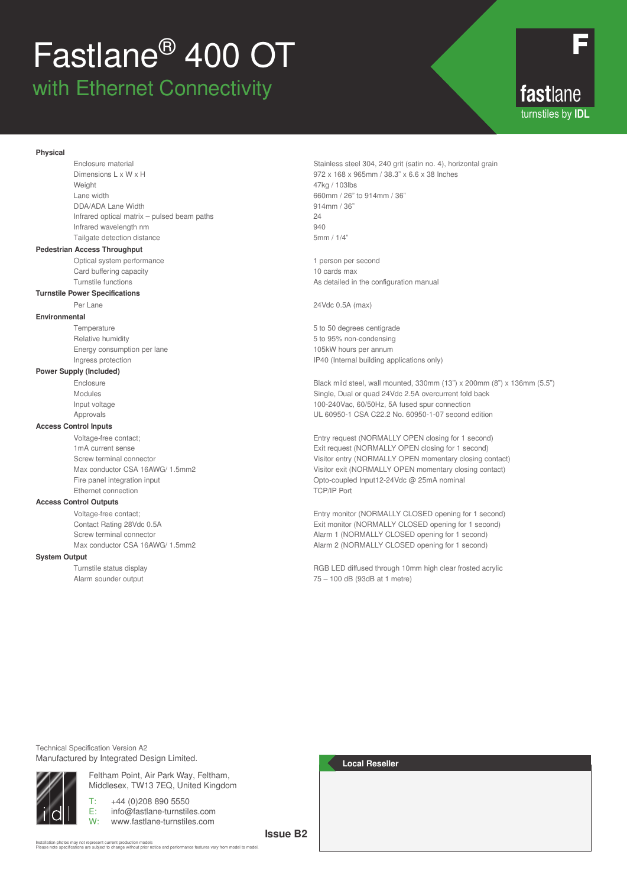# Fastlane® 400 OT

## with Ethernet Connectivity

fastlane
turnstiles by IDL

| | |
|---|---|
| **Physical** | |
| Enclosure material | Stainless steel 304, 240 grit (satin no. 4), horizontal grain |
| Dimensions L x W x H | 972 x 168 x 965mm / 38.3" x 6.6 x 38 Inches |
| Weight | 47kg / 103lbs |
| Lane width | 660mm / 26" to 914mm / 36" |
| DDA/ADA Lane Width | 914mm / 36" |
| Infrared optical matrix – pulsed beam paths | 24 |
| Infrared wavelength nm | 940 |
| Tailgate detection distance | 5mm / 1/4" |
| **Pedestrian Access Throughput** | |
| Optical system performance | 1 person per second |
| Card buffering capacity | 10 cards max |
| Turnstile functions | As detailed in the configuration manual |
| **Turnstile Power Specifications** | |
| Per Lane | 24Vdc 0.5A (max) |
| **Environmental** | |
| Temperature | 5 to 50 degrees centigrade |
| Relative humidity | 5 to 95% non-condensing |
| Energy consumption per lane | 105kW hours per annum |
| Ingress protection | IP40 (Internal building applications only) |
| **Power Supply (Included)** | |
| Enclosure | Black mild steel, wall mounted, 330mm (13") x 200mm (8") x 136mm (5.5") |
| Modules | Single, Dual or quad 24Vdc 2.5A overcurrent fold back |
| Input voltage | 100-240Vac, 60/50Hz, 5A fused spur connection |
| Approvals | UL 60950-1 CSA C22.2 No. 60950-1-07 second edition |
| **Access Control Inputs** | |
| Voltage-free contact; | Entry request (NORMALLY OPEN closing for 1 second) |
| 1mA current sense | Exit request (NORMALLY OPEN closing for 1 second) |
| Screw terminal connector | Visitor entry (NORMALLY OPEN momentary closing contact) |
| Max conductor CSA 16AWG/ 1.5mm2 | Visitor exit (NORMALLY OPEN momentary closing contact) |
| Fire panel integration input | Opto-coupled Input12-24Vdc @ 25mA nominal |
| Ethernet connection | TCP/IP Port |
| **Access Control Outputs** | |
| Voltage-free contact; | Entry monitor (NORMALLY CLOSED opening for 1 second) |
| Contact Rating 28Vdc 0.5A | Exit monitor (NORMALLY CLOSED opening for 1 second) |
| Screw terminal connector | Alarm 1 (NORMALLY CLOSED opening for 1 second) |
| Max conductor CSA 16AWG/ 1.5mm2 | Alarm 2 (NORMALLY CLOSED opening for 1 second) |
| **System Output** | |
| Turnstile status display | RGB LED diffused through 10mm high clear frosted acrylic |
| Alarm sounder output | 75 – 100 dB (93dB at 1 metre) |

Technical Specification Version A2
Manufactured by Integrated Design Limited.

Feltham Point, Air Park Way, Feltham,
Middlesex, TW13 7EQ, United Kingdom

T: +44 (0)208 890 5550
E: info@fastlane-turnstiles.com
W: www.fastlane-turnstiles.com

**Issue B2**

**Local Reseller**

Installation photos may not represent current production models
Please note specifications are subject to change without prior notice and performance features vary from model to model.